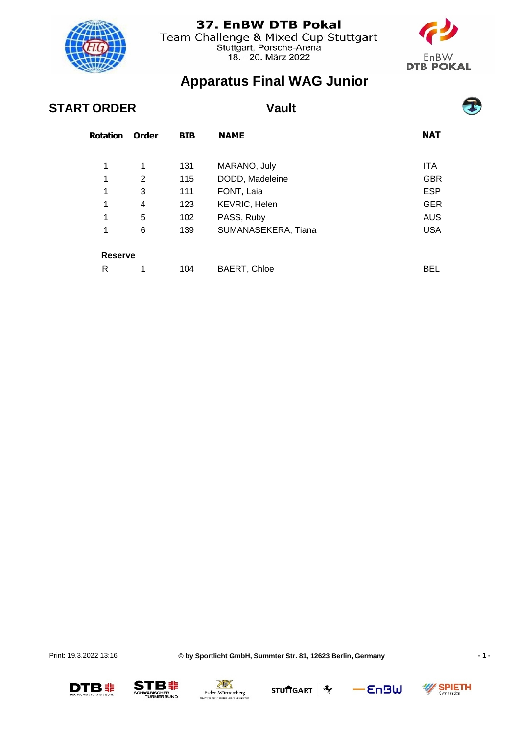# 37. EnBW DTB Pokal

Team Challenge & Mixed Cup Stuttgart

Stuttgart, Porsche-Arena

18. - 20. März 2022

## Apparatus Final WAG Junior

**START ORDER** — **Vault**

| Rotation | Order | BIB | NAME | NAT |
|---|---|---|---|---|
| 1 | 1 | 131 | MARANO, July | ITA |
| 1 | 2 | 115 | DODD, Madeleine | GBR |
| 1 | 3 | 111 | FONT, Laia | ESP |
| 1 | 4 | 123 | KEVRIC, Helen | GER |
| 1 | 5 | 102 | PASS, Ruby | AUS |
| 1 | 6 | 139 | SUMANASEKERA, Tiana | USA |
| **Reserve** | | | | |
| R | 1 | 104 | BAERT, Chloe | BEL |

Print: 19.3.2022 13:16

**© by Sportlicht GmbH, Summter Str. 81, 12623 Berlin, Germany**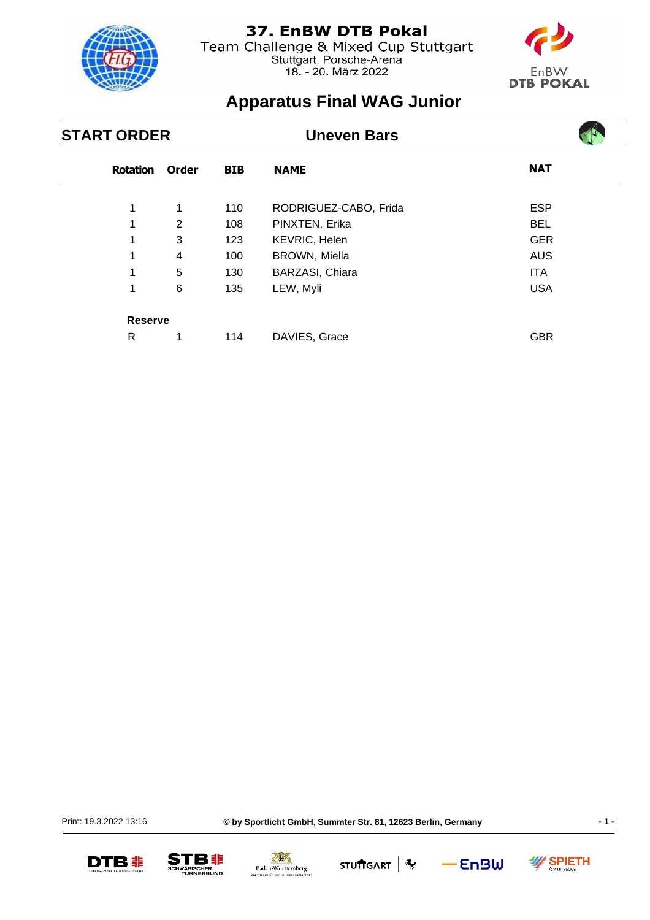# 37. EnBW DTB Pokal

Team Challenge & Mixed Cup Stuttgart

Stuttgart, Porsche-Arena

18. - 20. März 2022

## Apparatus Final WAG Junior

### START ORDER — Uneven Bars

| Rotation | Order | BIB | NAME | NAT |
|---|---|---|---|---|
| 1 | 1 | 110 | RODRIGUEZ-CABO, Frida | ESP |
| 1 | 2 | 108 | PINXTEN, Erika | BEL |
| 1 | 3 | 123 | KEVRIC, Helen | GER |
| 1 | 4 | 100 | BROWN, Miella | AUS |
| 1 | 5 | 130 | BARZASI, Chiara | ITA |
| 1 | 6 | 135 | LEW, Myli | USA |
| **Reserve** | | | | |
| R | 1 | 114 | DAVIES, Grace | GBR |

Print: 19.3.2022 13:16

**© by Sportlicht GmbH, Summter Str. 81, 12623 Berlin, Germany**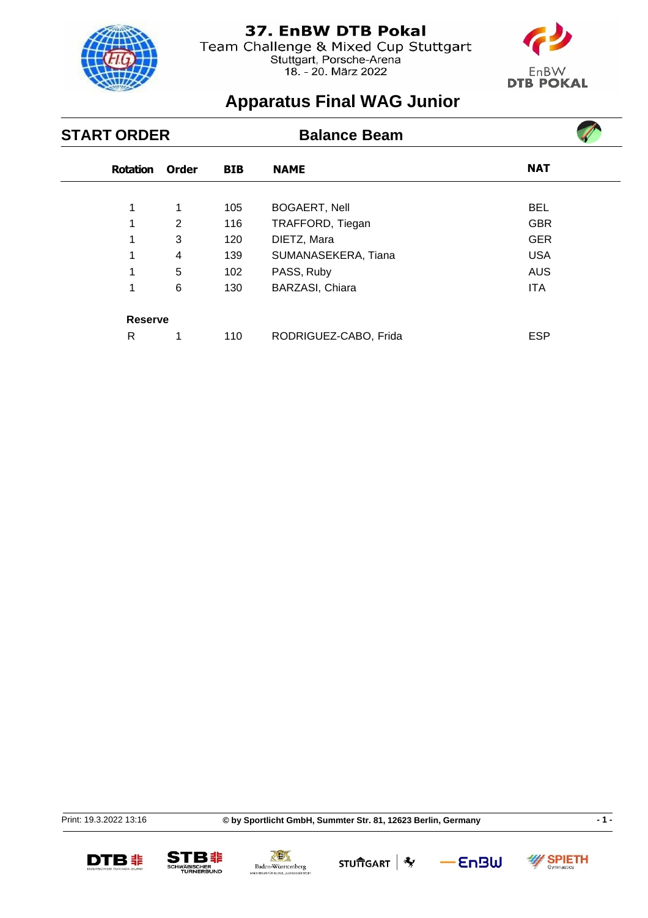# 37. EnBW DTB Pokal

Team Challenge & Mixed Cup Stuttgart
Stuttgart, Porsche-Arena
18. - 20. März 2022

## Apparatus Final WAG Junior

### START ORDER — Balance Beam

| Rotation | Order | BIB | NAME | NAT |
|---|---|---|---|---|
| 1 | 1 | 105 | BOGAERT, Nell | BEL |
| 1 | 2 | 116 | TRAFFORD, Tiegan | GBR |
| 1 | 3 | 120 | DIETZ, Mara | GER |
| 1 | 4 | 139 | SUMANASEKERA, Tiana | USA |
| 1 | 5 | 102 | PASS, Ruby | AUS |
| 1 | 6 | 130 | BARZASI, Chiara | ITA |
| **Reserve** | | | | |
| R | 1 | 110 | RODRIGUEZ-CABO, Frida | ESP |

Print: 19.3.2022 13:16 — © by Sportlicht GmbH, Summter Str. 81, 12623 Berlin, Germany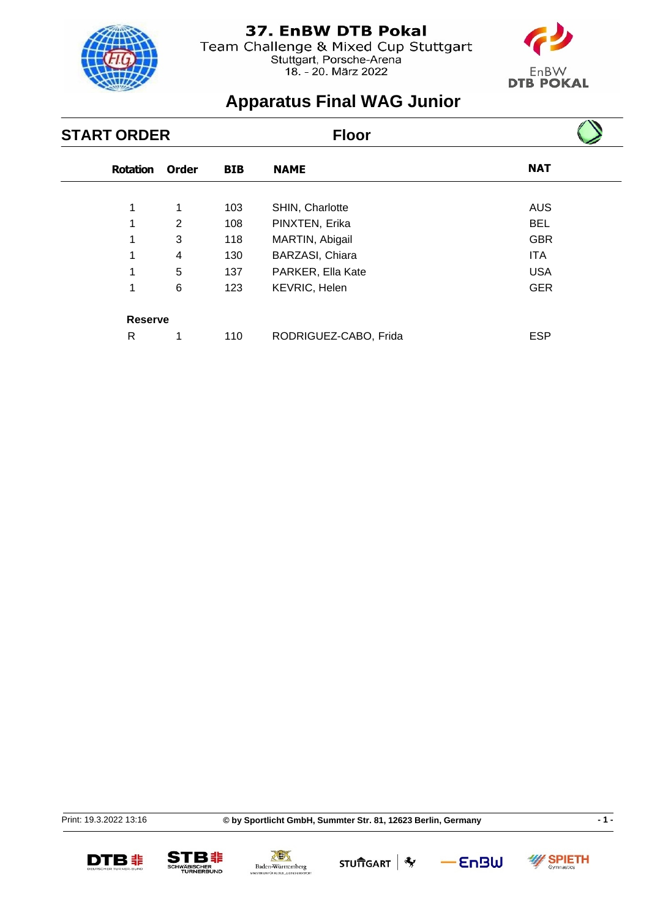# 37. EnBW DTB Pokal

Team Challenge & Mixed Cup Stuttgart
Stuttgart, Porsche-Arena
18. - 20. März 2022

## Apparatus Final WAG Junior

### START ORDER — Floor

| Rotation | Order | BIB | NAME | NAT |
|---|---|---|---|---|
| 1 | 1 | 103 | SHIN, Charlotte | AUS |
| 1 | 2 | 108 | PINXTEN, Erika | BEL |
| 1 | 3 | 118 | MARTIN, Abigail | GBR |
| 1 | 4 | 130 | BARZASI, Chiara | ITA |
| 1 | 5 | 137 | PARKER, Ella Kate | USA |
| 1 | 6 | 123 | KEVRIC, Helen | GER |
| **Reserve** | | | | |
| R | 1 | 110 | RODRIGUEZ-CABO, Frida | ESP |

Print: 19.3.2022 13:16 **© by Sportlicht GmbH, Summter Str. 81, 12623 Berlin, Germany**